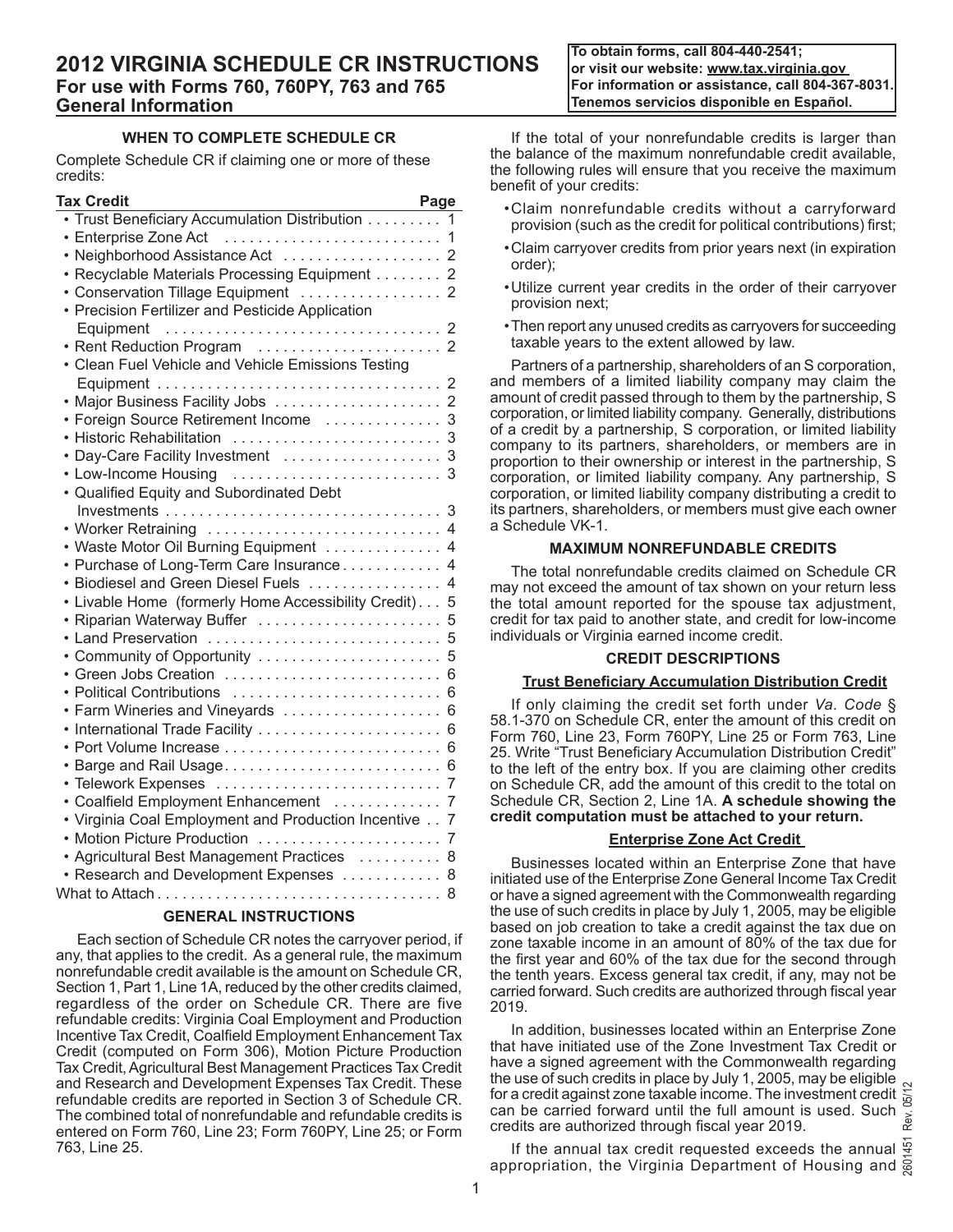# 2012 VIRGINIA SCHEDULE CR INSTRUCTIONS
## For use with Forms 760, 760PY, 763 and 765
## General Information

**To obtain forms, call 804-440-2541; or visit our website: www.tax.virginia.gov For information or assistance, call 804-367-8031. Tenemos servicios disponible en Español.**

### WHEN TO COMPLETE SCHEDULE CR

Complete Schedule CR if claiming one or more of these credits:

| Tax Credit | Page |
|---|---|
| • Trust Beneficiary Accumulation Distribution | 1 |
| • Enterprise Zone Act | 1 |
| • Neighborhood Assistance Act | 2 |
| • Recyclable Materials Processing Equipment | 2 |
| • Conservation Tillage Equipment | 2 |
| • Precision Fertilizer and Pesticide Application Equipment | 2 |
| • Rent Reduction Program | 2 |
| • Clean Fuel Vehicle and Vehicle Emissions Testing Equipment | 2 |
| • Major Business Facility Jobs | 2 |
| • Foreign Source Retirement Income | 3 |
| • Historic Rehabilitation | 3 |
| • Day-Care Facility Investment | 3 |
| • Low-Income Housing | 3 |
| • Qualified Equity and Subordinated Debt Investments | 3 |
| • Worker Retraining | 4 |
| • Waste Motor Oil Burning Equipment | 4 |
| • Purchase of Long-Term Care Insurance | 4 |
| • Biodiesel and Green Diesel Fuels | 4 |
| • Livable Home (formerly Home Accessibility Credit) | 5 |
| • Riparian Waterway Buffer | 5 |
| • Land Preservation | 5 |
| • Community of Opportunity | 5 |
| • Green Jobs Creation | 6 |
| • Political Contributions | 6 |
| • Farm Wineries and Vineyards | 6 |
| • International Trade Facility | 6 |
| • Port Volume Increase | 6 |
| • Barge and Rail Usage | 6 |
| • Telework Expenses | 7 |
| • Coalfield Employment Enhancement | 7 |
| • Virginia Coal Employment and Production Incentive | 7 |
| • Motion Picture Production | 7 |
| • Agricultural Best Management Practices | 8 |
| • Research and Development Expenses | 8 |
| What to Attach | 8 |

### GENERAL INSTRUCTIONS

Each section of Schedule CR notes the carryover period, if any, that applies to the credit. As a general rule, the maximum nonrefundable credit available is the amount on Schedule CR, Section 1, Part 1, Line 1A, reduced by the other credits claimed, regardless of the order on Schedule CR. There are five refundable credits: Virginia Coal Employment and Production Incentive Tax Credit, Coalfield Employment Enhancement Tax Credit (computed on Form 306), Motion Picture Production Tax Credit, Agricultural Best Management Practices Tax Credit and Research and Development Expenses Tax Credit. These refundable credits are reported in Section 3 of Schedule CR. The combined total of nonrefundable and refundable credits is entered on Form 760, Line 23; Form 760PY, Line 25; or Form 763, Line 25.

If the total of your nonrefundable credits is larger than the balance of the maximum nonrefundable credit available, the following rules will ensure that you receive the maximum benefit of your credits:

- Claim nonrefundable credits without a carryforward provision (such as the credit for political contributions) first;
- Claim carryover credits from prior years next (in expiration order);
- Utilize current year credits in the order of their carryover provision next;
- Then report any unused credits as carryovers for succeeding taxable years to the extent allowed by law.

Partners of a partnership, shareholders of an S corporation, and members of a limited liability company may claim the amount of credit passed through to them by the partnership, S corporation, or limited liability company. Generally, distributions of a credit by a partnership, S corporation, or limited liability company to its partners, shareholders, or members are in proportion to their ownership or interest in the partnership, S corporation, or limited liability company. Any partnership, S corporation, or limited liability company distributing a credit to its partners, shareholders, or members must give each owner a Schedule VK-1.

### MAXIMUM NONREFUNDABLE CREDITS

The total nonrefundable credits claimed on Schedule CR may not exceed the amount of tax shown on your return less the total amount reported for the spouse tax adjustment, credit for tax paid to another state, and credit for low-income individuals or Virginia earned income credit.

### CREDIT DESCRIPTIONS

#### Trust Beneficiary Accumulation Distribution Credit

If only claiming the credit set forth under *Va. Code* § 58.1-370 on Schedule CR, enter the amount of this credit on Form 760, Line 23, Form 760PY, Line 25 or Form 763, Line 25. Write "Trust Beneficiary Accumulation Distribution Credit" to the left of the entry box. If you are claiming other credits on Schedule CR, add the amount of this credit to the total on Schedule CR, Section 2, Line 1A. **A schedule showing the credit computation must be attached to your return.**

#### Enterprise Zone Act Credit

Businesses located within an Enterprise Zone that have initiated use of the Enterprise Zone General Income Tax Credit or have a signed agreement with the Commonwealth regarding the use of such credits in place by July 1, 2005, may be eligible based on job creation to take a credit against the tax due on zone taxable income in an amount of 80% of the tax due for the first year and 60% of the tax due for the second through the tenth years. Excess general tax credit, if any, may not be carried forward. Such credits are authorized through fiscal year 2019.

In addition, businesses located within an Enterprise Zone that have initiated use of the Zone Investment Tax Credit or have a signed agreement with the Commonwealth regarding the use of such credits in place by July 1, 2005, may be eligible for a credit against zone taxable income. The investment credit can be carried forward until the full amount is used. Such credits are authorized through fiscal year 2019.

If the annual tax credit requested exceeds the annual appropriation, the Virginia Department of Housing and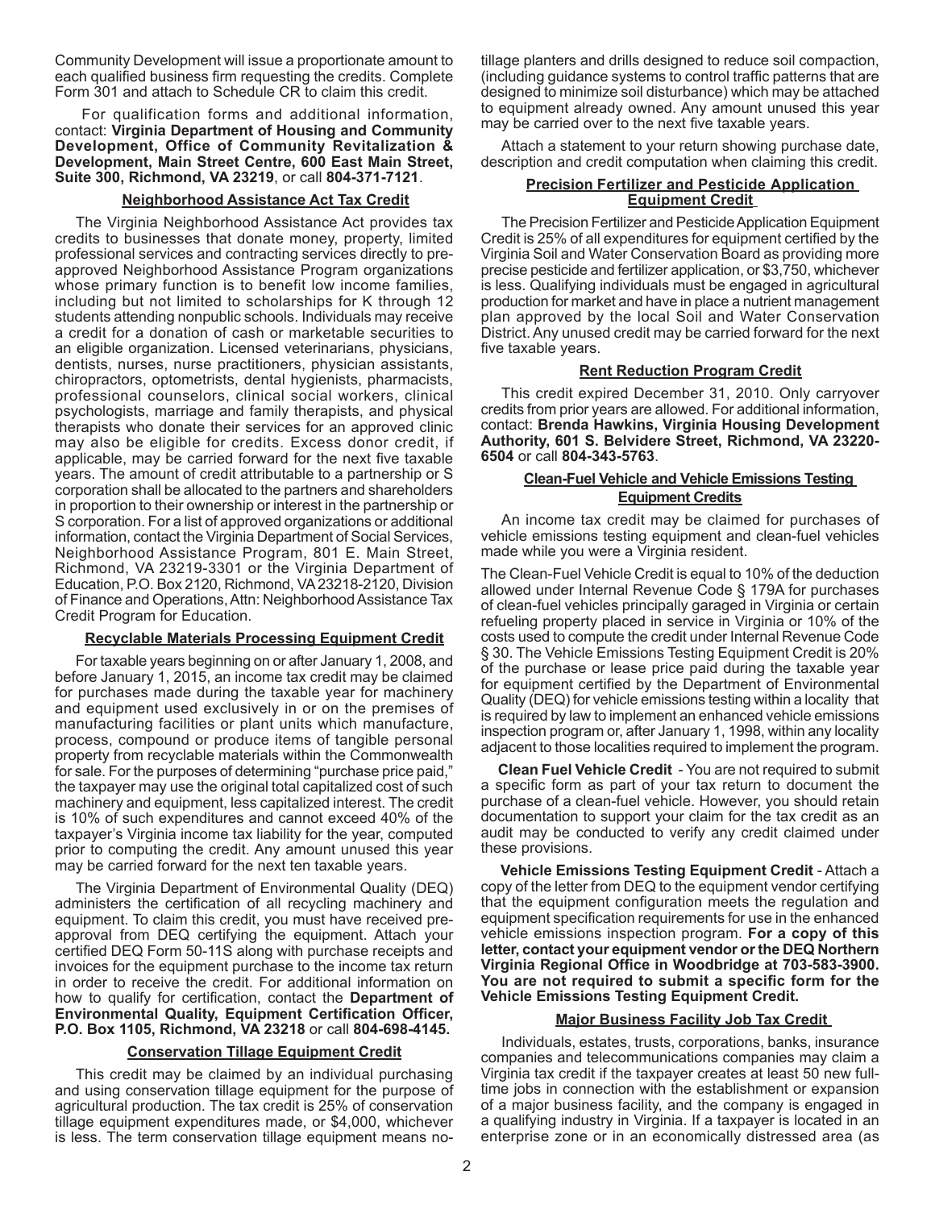Community Development will issue a proportionate amount to each qualified business firm requesting the credits. Complete Form 301 and attach to Schedule CR to claim this credit.

For qualification forms and additional information, contact: **Virginia Department of Housing and Community Development, Office of Community Revitalization & Development, Main Street Centre, 600 East Main Street, Suite 300, Richmond, VA 23219**, or call **804-371-7121**.

### Neighborhood Assistance Act Tax Credit

The Virginia Neighborhood Assistance Act provides tax credits to businesses that donate money, property, limited professional services and contracting services directly to pre-approved Neighborhood Assistance Program organizations whose primary function is to benefit low income families, including but not limited to scholarships for K through 12 students attending nonpublic schools. Individuals may receive a credit for a donation of cash or marketable securities to an eligible organization. Licensed veterinarians, physicians, dentists, nurses, nurse practitioners, physician assistants, chiropractors, optometrists, dental hygienists, pharmacists, professional counselors, clinical social workers, clinical psychologists, marriage and family therapists, and physical therapists who donate their services for an approved clinic may also be eligible for credits. Excess donor credit, if applicable, may be carried forward for the next five taxable years. The amount of credit attributable to a partnership or S corporation shall be allocated to the partners and shareholders in proportion to their ownership or interest in the partnership or S corporation. For a list of approved organizations or additional information, contact the Virginia Department of Social Services, Neighborhood Assistance Program, 801 E. Main Street, Richmond, VA 23219-3301 or the Virginia Department of Education, P.O. Box 2120, Richmond, VA 23218-2120, Division of Finance and Operations, Attn: Neighborhood Assistance Tax Credit Program for Education.

### Recyclable Materials Processing Equipment Credit

For taxable years beginning on or after January 1, 2008, and before January 1, 2015, an income tax credit may be claimed for purchases made during the taxable year for machinery and equipment used exclusively in or on the premises of manufacturing facilities or plant units which manufacture, process, compound or produce items of tangible personal property from recyclable materials within the Commonwealth for sale. For the purposes of determining "purchase price paid," the taxpayer may use the original total capitalized cost of such machinery and equipment, less capitalized interest. The credit is 10% of such expenditures and cannot exceed 40% of the taxpayer's Virginia income tax liability for the year, computed prior to computing the credit. Any amount unused this year may be carried forward for the next ten taxable years.

The Virginia Department of Environmental Quality (DEQ) administers the certification of all recycling machinery and equipment. To claim this credit, you must have received pre-approval from DEQ certifying the equipment. Attach your certified DEQ Form 50-11S along with purchase receipts and invoices for the equipment purchase to the income tax return in order to receive the credit. For additional information on how to qualify for certification, contact the **Department of Environmental Quality, Equipment Certification Officer, P.O. Box 1105, Richmond, VA 23218** or call **804-698-4145.**

### Conservation Tillage Equipment Credit

This credit may be claimed by an individual purchasing and using conservation tillage equipment for the purpose of agricultural production. The tax credit is 25% of conservation tillage equipment expenditures made, or $4,000, whichever is less. The term conservation tillage equipment means no-tillage planters and drills designed to reduce soil compaction, (including guidance systems to control traffic patterns that are designed to minimize soil disturbance) which may be attached to equipment already owned. Any amount unused this year may be carried over to the next five taxable years.

Attach a statement to your return showing purchase date, description and credit computation when claiming this credit.

### Precision Fertilizer and Pesticide Application Equipment Credit

The Precision Fertilizer and Pesticide Application Equipment Credit is 25% of all expenditures for equipment certified by the Virginia Soil and Water Conservation Board as providing more precise pesticide and fertilizer application, or $3,750, whichever is less. Qualifying individuals must be engaged in agricultural production for market and have in place a nutrient management plan approved by the local Soil and Water Conservation District. Any unused credit may be carried forward for the next five taxable years.

### Rent Reduction Program Credit

This credit expired December 31, 2010. Only carryover credits from prior years are allowed. For additional information, contact: **Brenda Hawkins, Virginia Housing Development Authority, 601 S. Belvidere Street, Richmond, VA 23220-6504** or call **804-343-5763**.

### Clean-Fuel Vehicle and Vehicle Emissions Testing Equipment Credits

An income tax credit may be claimed for purchases of vehicle emissions testing equipment and clean-fuel vehicles made while you were a Virginia resident.

The Clean-Fuel Vehicle Credit is equal to 10% of the deduction allowed under Internal Revenue Code § 179A for purchases of clean-fuel vehicles principally garaged in Virginia or certain refueling property placed in service in Virginia or 10% of the costs used to compute the credit under Internal Revenue Code § 30. The Vehicle Emissions Testing Equipment Credit is 20% of the purchase or lease price paid during the taxable year for equipment certified by the Department of Environmental Quality (DEQ) for vehicle emissions testing within a locality that is required by law to implement an enhanced vehicle emissions inspection program or, after January 1, 1998, within any locality adjacent to those localities required to implement the program.

**Clean Fuel Vehicle Credit** - You are not required to submit a specific form as part of your tax return to document the purchase of a clean-fuel vehicle. However, you should retain documentation to support your claim for the tax credit as an audit may be conducted to verify any credit claimed under these provisions.

**Vehicle Emissions Testing Equipment Credit** - Attach a copy of the letter from DEQ to the equipment vendor certifying that the equipment configuration meets the regulation and equipment specification requirements for use in the enhanced vehicle emissions inspection program. **For a copy of this letter, contact your equipment vendor or the DEQ Northern Virginia Regional Office in Woodbridge at 703-583-3900. You are not required to submit a specific form for the Vehicle Emissions Testing Equipment Credit.**

### Major Business Facility Job Tax Credit

Individuals, estates, trusts, corporations, banks, insurance companies and telecommunications companies may claim a Virginia tax credit if the taxpayer creates at least 50 new full-time jobs in connection with the establishment or expansion of a major business facility, and the company is engaged in a qualifying industry in Virginia. If a taxpayer is located in an enterprise zone or in an economically distressed area (as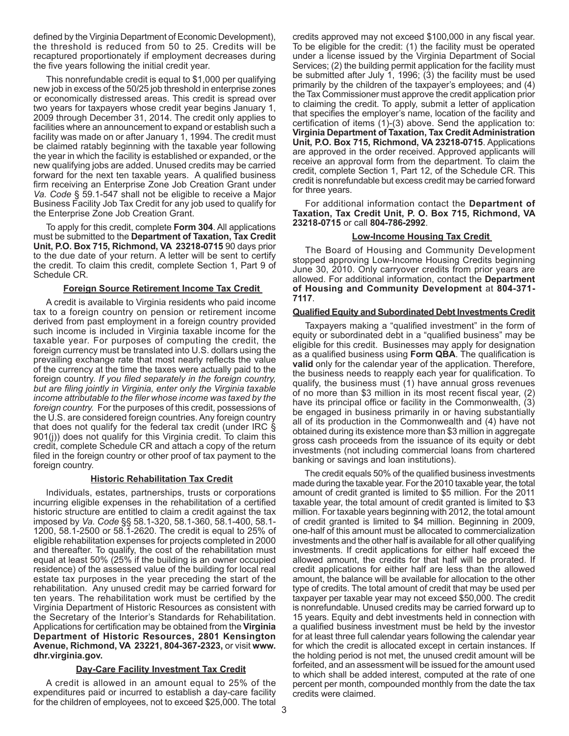defined by the Virginia Department of Economic Development), the threshold is reduced from 50 to 25. Credits will be recaptured proportionately if employment decreases during the five years following the initial credit year.

This nonrefundable credit is equal to $1,000 per qualifying new job in excess of the 50/25 job threshold in enterprise zones or economically distressed areas. This credit is spread over two years for taxpayers whose credit year begins January 1, 2009 through December 31, 2014. The credit only applies to facilities where an announcement to expand or establish such a facility was made on or after January 1, 1994. The credit must be claimed ratably beginning with the taxable year following the year in which the facility is established or expanded, or the new qualifying jobs are added. Unused credits may be carried forward for the next ten taxable years. A qualified business firm receiving an Enterprise Zone Job Creation Grant under *Va. Code* § 59.1-547 shall not be eligible to receive a Major Business Facility Job Tax Credit for any job used to qualify for the Enterprise Zone Job Creation Grant.

To apply for this credit, complete **Form 304**. All applications must be submitted to the **Department of Taxation, Tax Credit Unit, P.O. Box 715, Richmond, VA 23218-0715** 90 days prior to the due date of your return. A letter will be sent to certify the credit. To claim this credit, complete Section 1, Part 9 of Schedule CR.

### Foreign Source Retirement Income Tax Credit

A credit is available to Virginia residents who paid income tax to a foreign country on pension or retirement income derived from past employment in a foreign country provided such income is included in Virginia taxable income for the taxable year. For purposes of computing the credit, the foreign currency must be translated into U.S. dollars using the prevailing exchange rate that most nearly reflects the value of the currency at the time the taxes were actually paid to the foreign country. *If you filed separately in the foreign country, but are filing jointly in Virginia, enter only the Virginia taxable income attributable to the filer whose income was taxed by the foreign country.* For the purposes of this credit, possessions of the U.S. are considered foreign countries. Any foreign country that does not qualify for the federal tax credit (under IRC § 901(j)) does not qualify for this Virginia credit. To claim this credit, complete Schedule CR and attach a copy of the return filed in the foreign country or other proof of tax payment to the foreign country.

### Historic Rehabilitation Tax Credit

Individuals, estates, partnerships, trusts or corporations incurring eligible expenses in the rehabilitation of a certified historic structure are entitled to claim a credit against the tax imposed by *Va. Code* §§ 58.1-320, 58.1-360, 58.1-400, 58.1-1200, 58.1-2500 or 58.1-2620. The credit is equal to 25% of eligible rehabilitation expenses for projects completed in 2000 and thereafter. To qualify, the cost of the rehabilitation must equal at least 50% (25% if the building is an owner occupied residence) of the assessed value of the building for local real estate tax purposes in the year preceding the start of the rehabilitation. Any unused credit may be carried forward for ten years. The rehabilitation work must be certified by the Virginia Department of Historic Resources as consistent with the Secretary of the Interior's Standards for Rehabilitation. Applications for certification may be obtained from the **Virginia Department of Historic Resources, 2801 Kensington Avenue, Richmond, VA 23221, 804-367-2323,** or visit **www.dhr.virginia.gov.**

### Day-Care Facility Investment Tax Credit

A credit is allowed in an amount equal to 25% of the expenditures paid or incurred to establish a day-care facility for the children of employees, not to exceed $25,000. The total credits approved may not exceed $100,000 in any fiscal year. To be eligible for the credit: (1) the facility must be operated under a license issued by the Virginia Department of Social Services; (2) the building permit application for the facility must be submitted after July 1, 1996; (3) the facility must be used primarily by the children of the taxpayer's employees; and (4) the Tax Commissioner must approve the credit application prior to claiming the credit. To apply, submit a letter of application that specifies the employer's name, location of the facility and certification of items (1)-(3) above. Send the application to: **Virginia Department of Taxation, Tax Credit Administration Unit, P.O. Box 715, Richmond, VA 23218-0715**. Applications are approved in the order received. Approved applicants will receive an approval form from the department. To claim the credit, complete Section 1, Part 12, of the Schedule CR. This credit is nonrefundable but excess credit may be carried forward for three years.

For additional information contact the **Department of Taxation, Tax Credit Unit, P. O. Box 715, Richmond, VA 23218-0715** or call **804-786-2992**.

### Low-Income Housing Tax Credit

The Board of Housing and Community Development stopped approving Low-Income Housing Credits beginning June 30, 2010. Only carryover credits from prior years are allowed. For additional information, contact the **Department of Housing and Community Development** at **804-371-7117**.

### Qualified Equity and Subordinated Debt Investments Credit

Taxpayers making a "qualified investment" in the form of equity or subordinated debt in a "qualified business" may be eligible for this credit. Businesses may apply for designation as a qualified business using **Form QBA**. The qualification is **valid** only for the calendar year of the application. Therefore, the business needs to reapply each year for qualification. To qualify, the business must (1) have annual gross revenues of no more than $3 million in its most recent fiscal year, (2) have its principal office or facility in the Commonwealth, (3) be engaged in business primarily in or having substantially all of its production in the Commonwealth and (4) have not obtained during its existence more than $3 million in aggregate gross cash proceeds from the issuance of its equity or debt investments (not including commercial loans from chartered banking or savings and loan institutions).

The credit equals 50% of the qualified business investments made during the taxable year. For the 2010 taxable year, the total amount of credit granted is limited to $5 million. For the 2011 taxable year, the total amount of credit granted is limited to $3 million. For taxable years beginning with 2012, the total amount of credit granted is limited to $4 million. Beginning in 2009, one-half of this amount must be allocated to commercialization investments and the other half is available for all other qualifying investments. If credit applications for either half exceed the allowed amount, the credits for that half will be prorated. If credit applications for either half are less than the allowed amount, the balance will be available for allocation to the other type of credits. The total amount of credit that may be used per taxpayer per taxable year may not exceed $50,000. The credit is nonrefundable. Unused credits may be carried forward up to 15 years. Equity and debt investments held in connection with a qualified business investment must be held by the investor for at least three full calendar years following the calendar year for which the credit is allocated except in certain instances. If the holding period is not met, the unused credit amount will be forfeited, and an assessment will be issued for the amount used to which shall be added interest, computed at the rate of one percent per month, compounded monthly from the date the tax credits were claimed.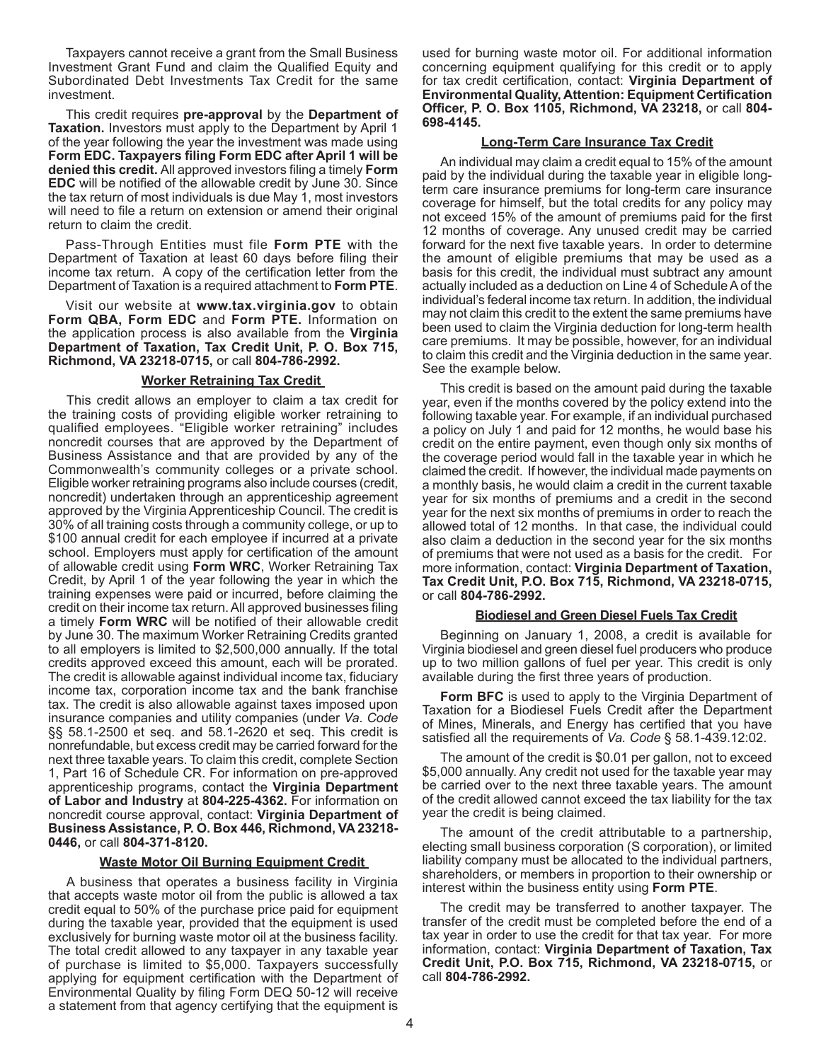Taxpayers cannot receive a grant from the Small Business Investment Grant Fund and claim the Qualified Equity and Subordinated Debt Investments Tax Credit for the same investment.

This credit requires **pre-approval** by the **Department of Taxation.** Investors must apply to the Department by April 1 of the year following the year the investment was made using **Form EDC. Taxpayers filing Form EDC after April 1 will be denied this credit.** All approved investors filing a timely **Form EDC** will be notified of the allowable credit by June 30. Since the tax return of most individuals is due May 1, most investors will need to file a return on extension or amend their original return to claim the credit.

Pass-Through Entities must file **Form PTE** with the Department of Taxation at least 60 days before filing their income tax return. A copy of the certification letter from the Department of Taxation is a required attachment to **Form PTE**.

Visit our website at **www.tax.virginia.gov** to obtain **Form QBA, Form EDC** and **Form PTE.** Information on the application process is also available from the **Virginia Department of Taxation, Tax Credit Unit, P. O. Box 715, Richmond, VA 23218-0715,** or call **804-786-2992.**

## Worker Retraining Tax Credit

This credit allows an employer to claim a tax credit for the training costs of providing eligible worker retraining to qualified employees. "Eligible worker retraining" includes noncredit courses that are approved by the Department of Business Assistance and that are provided by any of the Commonwealth's community colleges or a private school. Eligible worker retraining programs also include courses (credit, noncredit) undertaken through an apprenticeship agreement approved by the Virginia Apprenticeship Council. The credit is 30% of all training costs through a community college, or up to $100 annual credit for each employee if incurred at a private school. Employers must apply for certification of the amount of allowable credit using **Form WRC**, Worker Retraining Tax Credit, by April 1 of the year following the year in which the training expenses were paid or incurred, before claiming the credit on their income tax return. All approved businesses filing a timely **Form WRC** will be notified of their allowable credit by June 30. The maximum Worker Retraining Credits granted to all employers is limited to $2,500,000 annually. If the total credits approved exceed this amount, each will be prorated. The credit is allowable against individual income tax, fiduciary income tax, corporation income tax and the bank franchise tax. The credit is also allowable against taxes imposed upon insurance companies and utility companies (under *Va. Code* §§ 58.1-2500 et seq. and 58.1-2620 et seq. This credit is nonrefundable, but excess credit may be carried forward for the next three taxable years. To claim this credit, complete Section 1, Part 16 of Schedule CR. For information on pre-approved apprenticeship programs, contact the **Virginia Department of Labor and Industry** at **804-225-4362.** For information on noncredit course approval, contact: **Virginia Department of Business Assistance, P. O. Box 446, Richmond, VA 23218-0446,** or call **804-371-8120.**

## Waste Motor Oil Burning Equipment Credit

A business that operates a business facility in Virginia that accepts waste motor oil from the public is allowed a tax credit equal to 50% of the purchase price paid for equipment during the taxable year, provided that the equipment is used exclusively for burning waste motor oil at the business facility. The total credit allowed to any taxpayer in any taxable year of purchase is limited to $5,000. Taxpayers successfully applying for equipment certification with the Department of Environmental Quality by filing Form DEQ 50-12 will receive a statement from that agency certifying that the equipment is used for burning waste motor oil. For additional information concerning equipment qualifying for this credit or to apply for tax credit certification, contact: **Virginia Department of Environmental Quality, Attention: Equipment Certification Officer, P. O. Box 1105, Richmond, VA 23218,** or call **804-698-4145.**

## Long-Term Care Insurance Tax Credit

An individual may claim a credit equal to 15% of the amount paid by the individual during the taxable year in eligible long-term care insurance premiums for long-term care insurance coverage for himself, but the total credits for any policy may not exceed 15% of the amount of premiums paid for the first 12 months of coverage. Any unused credit may be carried forward for the next five taxable years. In order to determine the amount of eligible premiums that may be used as a basis for this credit, the individual must subtract any amount actually included as a deduction on Line 4 of Schedule A of the individual's federal income tax return. In addition, the individual may not claim this credit to the extent the same premiums have been used to claim the Virginia deduction for long-term health care premiums. It may be possible, however, for an individual to claim this credit and the Virginia deduction in the same year. See the example below.

This credit is based on the amount paid during the taxable year, even if the months covered by the policy extend into the following taxable year. For example, if an individual purchased a policy on July 1 and paid for 12 months, he would base his credit on the entire payment, even though only six months of the coverage period would fall in the taxable year in which he claimed the credit. If however, the individual made payments on a monthly basis, he would claim a credit in the current taxable year for six months of premiums and a credit in the second year for the next six months of premiums in order to reach the allowed total of 12 months. In that case, the individual could also claim a deduction in the second year for the six months of premiums that were not used as a basis for the credit. For more information, contact: **Virginia Department of Taxation, Tax Credit Unit, P.O. Box 715, Richmond, VA 23218-0715,** or call **804-786-2992.**

## Biodiesel and Green Diesel Fuels Tax Credit

Beginning on January 1, 2008, a credit is available for Virginia biodiesel and green diesel fuel producers who produce up to two million gallons of fuel per year. This credit is only available during the first three years of production.

**Form BFC** is used to apply to the Virginia Department of Taxation for a Biodiesel Fuels Credit after the Department of Mines, Minerals, and Energy has certified that you have satisfied all the requirements of *Va. Code* § 58.1-439.12:02.

The amount of the credit is $0.01 per gallon, not to exceed $5,000 annually. Any credit not used for the taxable year may be carried over to the next three taxable years. The amount of the credit allowed cannot exceed the tax liability for the tax year the credit is being claimed.

The amount of the credit attributable to a partnership, electing small business corporation (S corporation), or limited liability company must be allocated to the individual partners, shareholders, or members in proportion to their ownership or interest within the business entity using **Form PTE**.

The credit may be transferred to another taxpayer. The transfer of the credit must be completed before the end of a tax year in order to use the credit for that tax year. For more information, contact: **Virginia Department of Taxation, Tax Credit Unit, P.O. Box 715, Richmond, VA 23218-0715,** or call **804-786-2992.**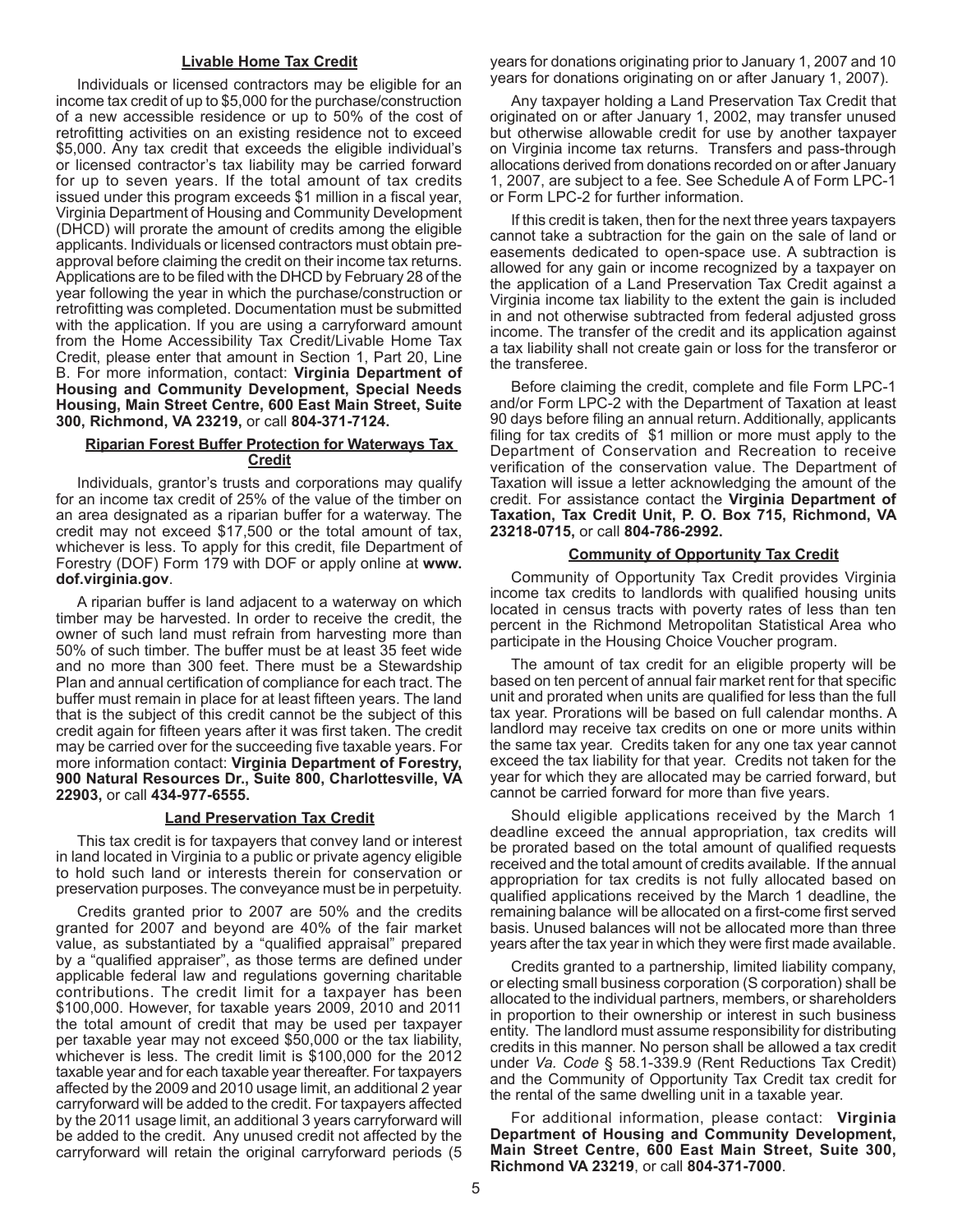## Livable Home Tax Credit

Individuals or licensed contractors may be eligible for an income tax credit of up to $5,000 for the purchase/construction of a new accessible residence or up to 50% of the cost of retrofitting activities on an existing residence not to exceed $5,000. Any tax credit that exceeds the eligible individual's or licensed contractor's tax liability may be carried forward for up to seven years. If the total amount of tax credits issued under this program exceeds $1 million in a fiscal year, Virginia Department of Housing and Community Development (DHCD) will prorate the amount of credits among the eligible applicants. Individuals or licensed contractors must obtain pre-approval before claiming the credit on their income tax returns. Applications are to be filed with the DHCD by February 28 of the year following the year in which the purchase/construction or retrofitting was completed. Documentation must be submitted with the application. If you are using a carryforward amount from the Home Accessibility Tax Credit/Livable Home Tax Credit, please enter that amount in Section 1, Part 20, Line B. For more information, contact: **Virginia Department of Housing and Community Development, Special Needs Housing, Main Street Centre, 600 East Main Street, Suite 300, Richmond, VA 23219,** or call **804-371-7124.**

## Riparian Forest Buffer Protection for Waterways Tax Credit

Individuals, grantor's trusts and corporations may qualify for an income tax credit of 25% of the value of the timber on an area designated as a riparian buffer for a waterway. The credit may not exceed $17,500 or the total amount of tax, whichever is less. To apply for this credit, file Department of Forestry (DOF) Form 179 with DOF or apply online at **www.dof.virginia.gov**.

A riparian buffer is land adjacent to a waterway on which timber may be harvested. In order to receive the credit, the owner of such land must refrain from harvesting more than 50% of such timber. The buffer must be at least 35 feet wide and no more than 300 feet. There must be a Stewardship Plan and annual certification of compliance for each tract. The buffer must remain in place for at least fifteen years. The land that is the subject of this credit cannot be the subject of this credit again for fifteen years after it was first taken. The credit may be carried over for the succeeding five taxable years. For more information contact: **Virginia Department of Forestry, 900 Natural Resources Dr., Suite 800, Charlottesville, VA 22903,** or call **434-977-6555.**

## Land Preservation Tax Credit

This tax credit is for taxpayers that convey land or interest in land located in Virginia to a public or private agency eligible to hold such land or interests therein for conservation or preservation purposes. The conveyance must be in perpetuity.

Credits granted prior to 2007 are 50% and the credits granted for 2007 and beyond are 40% of the fair market value, as substantiated by a "qualified appraisal" prepared by a "qualified appraiser", as those terms are defined under applicable federal law and regulations governing charitable contributions. The credit limit for a taxpayer has been $100,000. However, for taxable years 2009, 2010 and 2011 the total amount of credit that may be used per taxpayer per taxable year may not exceed $50,000 or the tax liability, whichever is less. The credit limit is $100,000 for the 2012 taxable year and for each taxable year thereafter. For taxpayers affected by the 2009 and 2010 usage limit, an additional 2 year carryforward will be added to the credit. For taxpayers affected by the 2011 usage limit, an additional 3 years carryforward will be added to the credit. Any unused credit not affected by the carryforward will retain the original carryforward periods (5 years for donations originating prior to January 1, 2007 and 10 years for donations originating on or after January 1, 2007).

Any taxpayer holding a Land Preservation Tax Credit that originated on or after January 1, 2002, may transfer unused but otherwise allowable credit for use by another taxpayer on Virginia income tax returns. Transfers and pass-through allocations derived from donations recorded on or after January 1, 2007, are subject to a fee. See Schedule A of Form LPC-1 or Form LPC-2 for further information.

If this credit is taken, then for the next three years taxpayers cannot take a subtraction for the gain on the sale of land or easements dedicated to open-space use. A subtraction is allowed for any gain or income recognized by a taxpayer on the application of a Land Preservation Tax Credit against a Virginia income tax liability to the extent the gain is included in and not otherwise subtracted from federal adjusted gross income. The transfer of the credit and its application against a tax liability shall not create gain or loss for the transferor or the transferee.

Before claiming the credit, complete and file Form LPC-1 and/or Form LPC-2 with the Department of Taxation at least 90 days before filing an annual return. Additionally, applicants filing for tax credits of $1 million or more must apply to the Department of Conservation and Recreation to receive verification of the conservation value. The Department of Taxation will issue a letter acknowledging the amount of the credit. For assistance contact the **Virginia Department of Taxation, Tax Credit Unit, P. O. Box 715, Richmond, VA 23218-0715,** or call **804-786-2992.**

## Community of Opportunity Tax Credit

Community of Opportunity Tax Credit provides Virginia income tax credits to landlords with qualified housing units located in census tracts with poverty rates of less than ten percent in the Richmond Metropolitan Statistical Area who participate in the Housing Choice Voucher program.

The amount of tax credit for an eligible property will be based on ten percent of annual fair market rent for that specific unit and prorated when units are qualified for less than the full tax year. Prorations will be based on full calendar months. A landlord may receive tax credits on one or more units within the same tax year. Credits taken for any one tax year cannot exceed the tax liability for that year. Credits not taken for the year for which they are allocated may be carried forward, but cannot be carried forward for more than five years.

Should eligible applications received by the March 1 deadline exceed the annual appropriation, tax credits will be prorated based on the total amount of qualified requests received and the total amount of credits available. If the annual appropriation for tax credits is not fully allocated based on qualified applications received by the March 1 deadline, the remaining balance will be allocated on a first-come first served basis. Unused balances will not be allocated more than three years after the tax year in which they were first made available.

Credits granted to a partnership, limited liability company, or electing small business corporation (S corporation) shall be allocated to the individual partners, members, or shareholders in proportion to their ownership or interest in such business entity. The landlord must assume responsibility for distributing credits in this manner. No person shall be allowed a tax credit under *Va. Code* § 58.1-339.9 (Rent Reductions Tax Credit) and the Community of Opportunity Tax Credit tax credit for the rental of the same dwelling unit in a taxable year.

For additional information, please contact: **Virginia Department of Housing and Community Development, Main Street Centre, 600 East Main Street, Suite 300, Richmond VA 23219**, or call **804-371-7000**.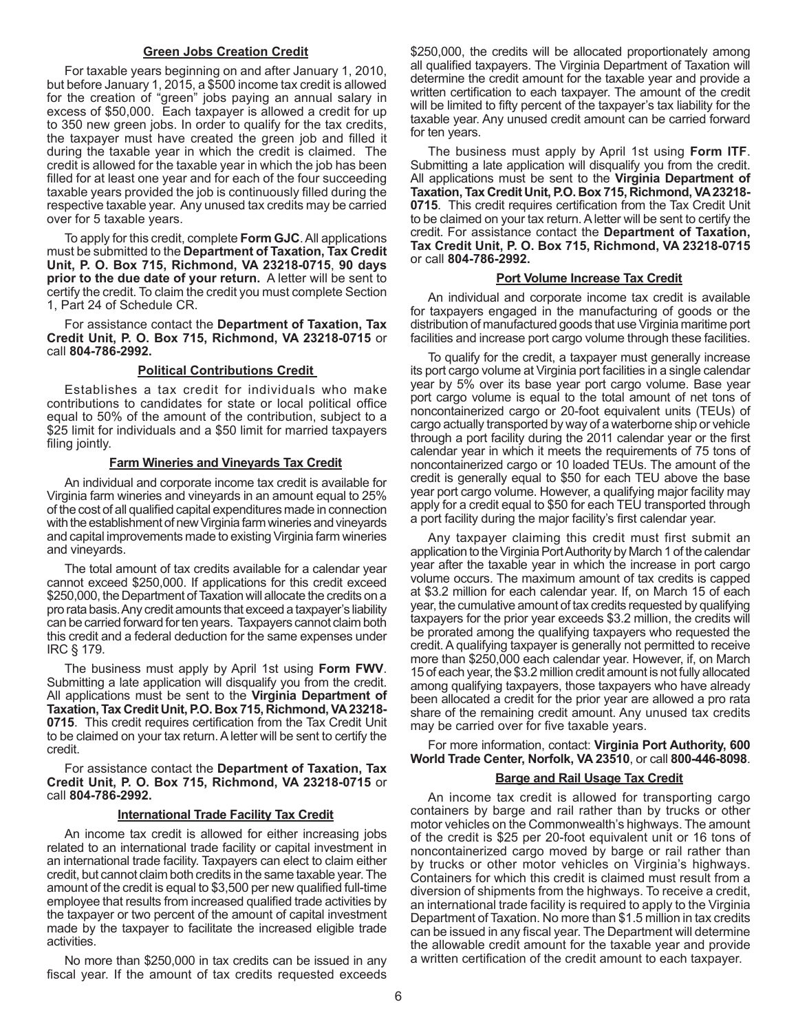### Green Jobs Creation Credit

For taxable years beginning on and after January 1, 2010, but before January 1, 2015, a $500 income tax credit is allowed for the creation of "green" jobs paying an annual salary in excess of $50,000. Each taxpayer is allowed a credit for up to 350 new green jobs. In order to qualify for the tax credits, the taxpayer must have created the green job and filled it during the taxable year in which the credit is claimed. The credit is allowed for the taxable year in which the job has been filled for at least one year and for each of the four succeeding taxable years provided the job is continuously filled during the respective taxable year. Any unused tax credits may be carried over for 5 taxable years.

To apply for this credit, complete **Form GJC**. All applications must be submitted to the **Department of Taxation, Tax Credit Unit, P. O. Box 715, Richmond, VA 23218-0715**, **90 days prior to the due date of your return.** A letter will be sent to certify the credit. To claim the credit you must complete Section 1, Part 24 of Schedule CR.

For assistance contact the **Department of Taxation, Tax Credit Unit, P. O. Box 715, Richmond, VA 23218-0715** or call **804-786-2992.**

### Political Contributions Credit

Establishes a tax credit for individuals who make contributions to candidates for state or local political office equal to 50% of the amount of the contribution, subject to a $25 limit for individuals and a $50 limit for married taxpayers filing jointly.

### Farm Wineries and Vineyards Tax Credit

An individual and corporate income tax credit is available for Virginia farm wineries and vineyards in an amount equal to 25% of the cost of all qualified capital expenditures made in connection with the establishment of new Virginia farm wineries and vineyards and capital improvements made to existing Virginia farm wineries and vineyards.

The total amount of tax credits available for a calendar year cannot exceed $250,000. If applications for this credit exceed $250,000, the Department of Taxation will allocate the credits on a pro rata basis. Any credit amounts that exceed a taxpayer's liability can be carried forward for ten years. Taxpayers cannot claim both this credit and a federal deduction for the same expenses under IRC § 179.

The business must apply by April 1st using **Form FWV**. Submitting a late application will disqualify you from the credit. All applications must be sent to the **Virginia Department of Taxation, Tax Credit Unit, P.O. Box 715, Richmond, VA 23218-0715**. This credit requires certification from the Tax Credit Unit to be claimed on your tax return. A letter will be sent to certify the credit.

For assistance contact the **Department of Taxation, Tax Credit Unit, P. O. Box 715, Richmond, VA 23218-0715** or call **804-786-2992.**

### International Trade Facility Tax Credit

An income tax credit is allowed for either increasing jobs related to an international trade facility or capital investment in an international trade facility. Taxpayers can elect to claim either credit, but cannot claim both credits in the same taxable year. The amount of the credit is equal to $3,500 per new qualified full-time employee that results from increased qualified trade activities by the taxpayer or two percent of the amount of capital investment made by the taxpayer to facilitate the increased eligible trade activities.

No more than $250,000 in tax credits can be issued in any fiscal year. If the amount of tax credits requested exceeds $250,000, the credits will be allocated proportionately among all qualified taxpayers. The Virginia Department of Taxation will determine the credit amount for the taxable year and provide a written certification to each taxpayer. The amount of the credit will be limited to fifty percent of the taxpayer's tax liability for the taxable year. Any unused credit amount can be carried forward for ten years.

The business must apply by April 1st using **Form ITF**. Submitting a late application will disqualify you from the credit. All applications must be sent to the **Virginia Department of Taxation, Tax Credit Unit, P.O. Box 715, Richmond, VA 23218-0715**. This credit requires certification from the Tax Credit Unit to be claimed on your tax return. A letter will be sent to certify the credit. For assistance contact the **Department of Taxation, Tax Credit Unit, P. O. Box 715, Richmond, VA 23218-0715** or call **804-786-2992.**

### Port Volume Increase Tax Credit

An individual and corporate income tax credit is available for taxpayers engaged in the manufacturing of goods or the distribution of manufactured goods that use Virginia maritime port facilities and increase port cargo volume through these facilities.

To qualify for the credit, a taxpayer must generally increase its port cargo volume at Virginia port facilities in a single calendar year by 5% over its base year port cargo volume. Base year port cargo volume is equal to the total amount of net tons of noncontainerized cargo or 20-foot equivalent units (TEUs) of cargo actually transported by way of a waterborne ship or vehicle through a port facility during the 2011 calendar year or the first calendar year in which it meets the requirements of 75 tons of noncontainerized cargo or 10 loaded TEUs. The amount of the credit is generally equal to $50 for each TEU above the base year port cargo volume. However, a qualifying major facility may apply for a credit equal to $50 for each TEU transported through a port facility during the major facility's first calendar year.

Any taxpayer claiming this credit must first submit an application to the Virginia Port Authority by March 1 of the calendar year after the taxable year in which the increase in port cargo volume occurs. The maximum amount of tax credits is capped at $3.2 million for each calendar year. If, on March 15 of each year, the cumulative amount of tax credits requested by qualifying taxpayers for the prior year exceeds $3.2 million, the credits will be prorated among the qualifying taxpayers who requested the credit. A qualifying taxpayer is generally not permitted to receive more than $250,000 each calendar year. However, if, on March 15 of each year, the $3.2 million credit amount is not fully allocated among qualifying taxpayers, those taxpayers who have already been allocated a credit for the prior year are allowed a pro rata share of the remaining credit amount. Any unused tax credits may be carried over for five taxable years.

For more information, contact: **Virginia Port Authority, 600 World Trade Center, Norfolk, VA 23510**, or call **800-446-8098**.

### Barge and Rail Usage Tax Credit

An income tax credit is allowed for transporting cargo containers by barge and rail rather than by trucks or other motor vehicles on the Commonwealth's highways. The amount of the credit is $25 per 20-foot equivalent unit or 16 tons of noncontainerized cargo moved by barge or rail rather than by trucks or other motor vehicles on Virginia's highways. Containers for which this credit is claimed must result from a diversion of shipments from the highways. To receive a credit, an international trade facility is required to apply to the Virginia Department of Taxation. No more than $1.5 million in tax credits can be issued in any fiscal year. The Department will determine the allowable credit amount for the taxable year and provide a written certification of the credit amount to each taxpayer.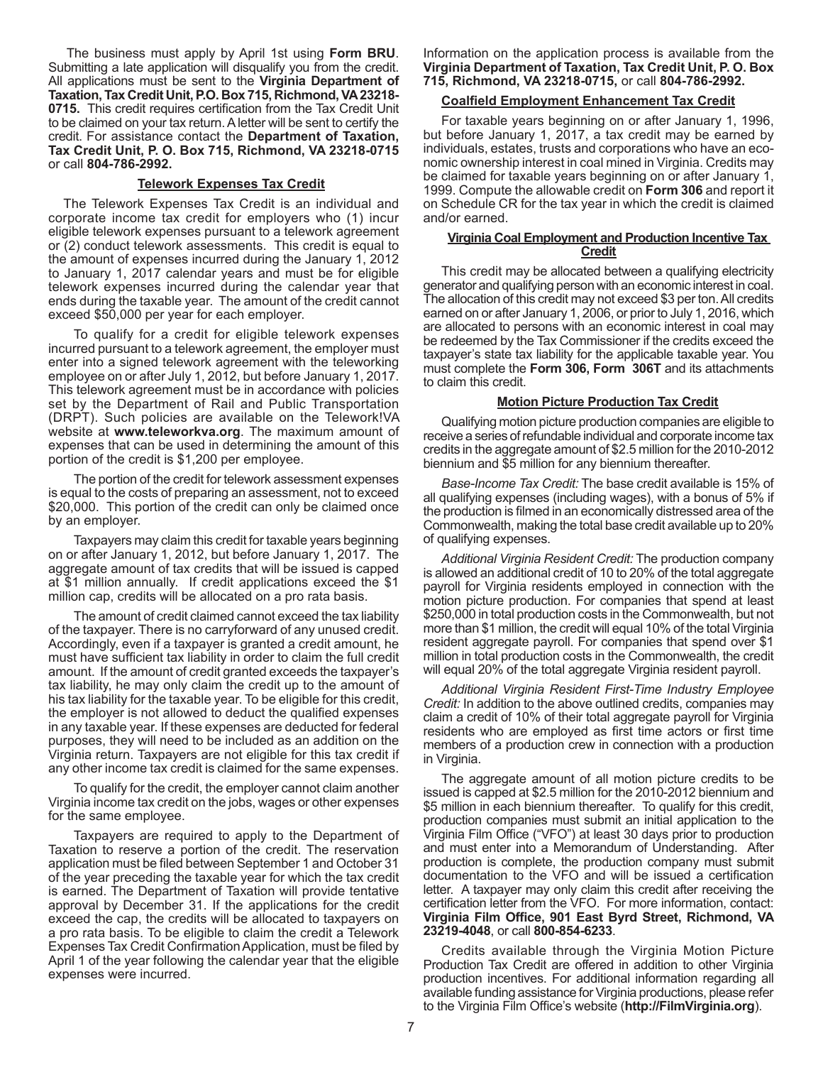The business must apply by April 1st using **Form BRU**. Submitting a late application will disqualify you from the credit. All applications must be sent to the **Virginia Department of Taxation, Tax Credit Unit, P.O. Box 715, Richmond, VA 23218-0715.** This credit requires certification from the Tax Credit Unit to be claimed on your tax return. A letter will be sent to certify the credit. For assistance contact the **Department of Taxation, Tax Credit Unit, P. O. Box 715, Richmond, VA 23218-0715** or call **804-786-2992.**

### Telework Expenses Tax Credit

The Telework Expenses Tax Credit is an individual and corporate income tax credit for employers who (1) incur eligible telework expenses pursuant to a telework agreement or (2) conduct telework assessments. This credit is equal to the amount of expenses incurred during the January 1, 2012 to January 1, 2017 calendar years and must be for eligible telework expenses incurred during the calendar year that ends during the taxable year. The amount of the credit cannot exceed $50,000 per year for each employer.

To qualify for a credit for eligible telework expenses incurred pursuant to a telework agreement, the employer must enter into a signed telework agreement with the teleworking employee on or after July 1, 2012, but before January 1, 2017. This telework agreement must be in accordance with policies set by the Department of Rail and Public Transportation (DRPT). Such policies are available on the Telework!VA website at **www.teleworkva.org**. The maximum amount of expenses that can be used in determining the amount of this portion of the credit is $1,200 per employee.

The portion of the credit for telework assessment expenses is equal to the costs of preparing an assessment, not to exceed $20,000. This portion of the credit can only be claimed once by an employer.

Taxpayers may claim this credit for taxable years beginning on or after January 1, 2012, but before January 1, 2017. The aggregate amount of tax credits that will be issued is capped at $1 million annually. If credit applications exceed the $1 million cap, credits will be allocated on a pro rata basis.

The amount of credit claimed cannot exceed the tax liability of the taxpayer. There is no carryforward of any unused credit. Accordingly, even if a taxpayer is granted a credit amount, he must have sufficient tax liability in order to claim the full credit amount. If the amount of credit granted exceeds the taxpayer's tax liability, he may only claim the credit up to the amount of his tax liability for the taxable year. To be eligible for this credit, the employer is not allowed to deduct the qualified expenses in any taxable year. If these expenses are deducted for federal purposes, they will need to be included as an addition on the Virginia return. Taxpayers are not eligible for this tax credit if any other income tax credit is claimed for the same expenses.

To qualify for the credit, the employer cannot claim another Virginia income tax credit on the jobs, wages or other expenses for the same employee.

Taxpayers are required to apply to the Department of Taxation to reserve a portion of the credit. The reservation application must be filed between September 1 and October 31 of the year preceding the taxable year for which the tax credit is earned. The Department of Taxation will provide tentative approval by December 31. If the applications for the credit exceed the cap, the credits will be allocated to taxpayers on a pro rata basis. To be eligible to claim the credit a Telework Expenses Tax Credit Confirmation Application, must be filed by April 1 of the year following the calendar year that the eligible expenses were incurred.

Information on the application process is available from the **Virginia Department of Taxation, Tax Credit Unit, P. O. Box 715, Richmond, VA 23218-0715,** or call **804-786-2992.**

### Coalfield Employment Enhancement Tax Credit

For taxable years beginning on or after January 1, 1996, but before January 1, 2017, a tax credit may be earned by individuals, estates, trusts and corporations who have an economic ownership interest in coal mined in Virginia. Credits may be claimed for taxable years beginning on or after January 1, 1999. Compute the allowable credit on **Form 306** and report it on Schedule CR for the tax year in which the credit is claimed and/or earned.

### Virginia Coal Employment and Production Incentive Tax Credit

This credit may be allocated between a qualifying electricity generator and qualifying person with an economic interest in coal. The allocation of this credit may not exceed $3 per ton. All credits earned on or after January 1, 2006, or prior to July 1, 2016, which are allocated to persons with an economic interest in coal may be redeemed by the Tax Commissioner if the credits exceed the taxpayer's state tax liability for the applicable taxable year. You must complete the **Form 306, Form 306T** and its attachments to claim this credit.

### Motion Picture Production Tax Credit

Qualifying motion picture production companies are eligible to receive a series of refundable individual and corporate income tax credits in the aggregate amount of $2.5 million for the 2010-2012 biennium and $5 million for any biennium thereafter.

*Base-Income Tax Credit:* The base credit available is 15% of all qualifying expenses (including wages), with a bonus of 5% if the production is filmed in an economically distressed area of the Commonwealth, making the total base credit available up to 20% of qualifying expenses.

*Additional Virginia Resident Credit:* The production company is allowed an additional credit of 10 to 20% of the total aggregate payroll for Virginia residents employed in connection with the motion picture production. For companies that spend at least $250,000 in total production costs in the Commonwealth, but not more than $1 million, the credit will equal 10% of the total Virginia resident aggregate payroll. For companies that spend over $1 million in total production costs in the Commonwealth, the credit will equal 20% of the total aggregate Virginia resident payroll.

*Additional Virginia Resident First-Time Industry Employee Credit:* In addition to the above outlined credits, companies may claim a credit of 10% of their total aggregate payroll for Virginia residents who are employed as first time actors or first time members of a production crew in connection with a production in Virginia.

The aggregate amount of all motion picture credits to be issued is capped at $2.5 million for the 2010-2012 biennium and $5 million in each biennium thereafter. To qualify for this credit, production companies must submit an initial application to the Virginia Film Office ("VFO") at least 30 days prior to production and must enter into a Memorandum of Understanding. After production is complete, the production company must submit documentation to the VFO and will be issued a certification letter. A taxpayer may only claim this credit after receiving the certification letter from the VFO. For more information, contact: **Virginia Film Office, 901 East Byrd Street, Richmond, VA 23219-4048**, or call **800-854-6233**.

Credits available through the Virginia Motion Picture Production Tax Credit are offered in addition to other Virginia production incentives. For additional information regarding all available funding assistance for Virginia productions, please refer to the Virginia Film Office's website (**http://FilmVirginia.org**).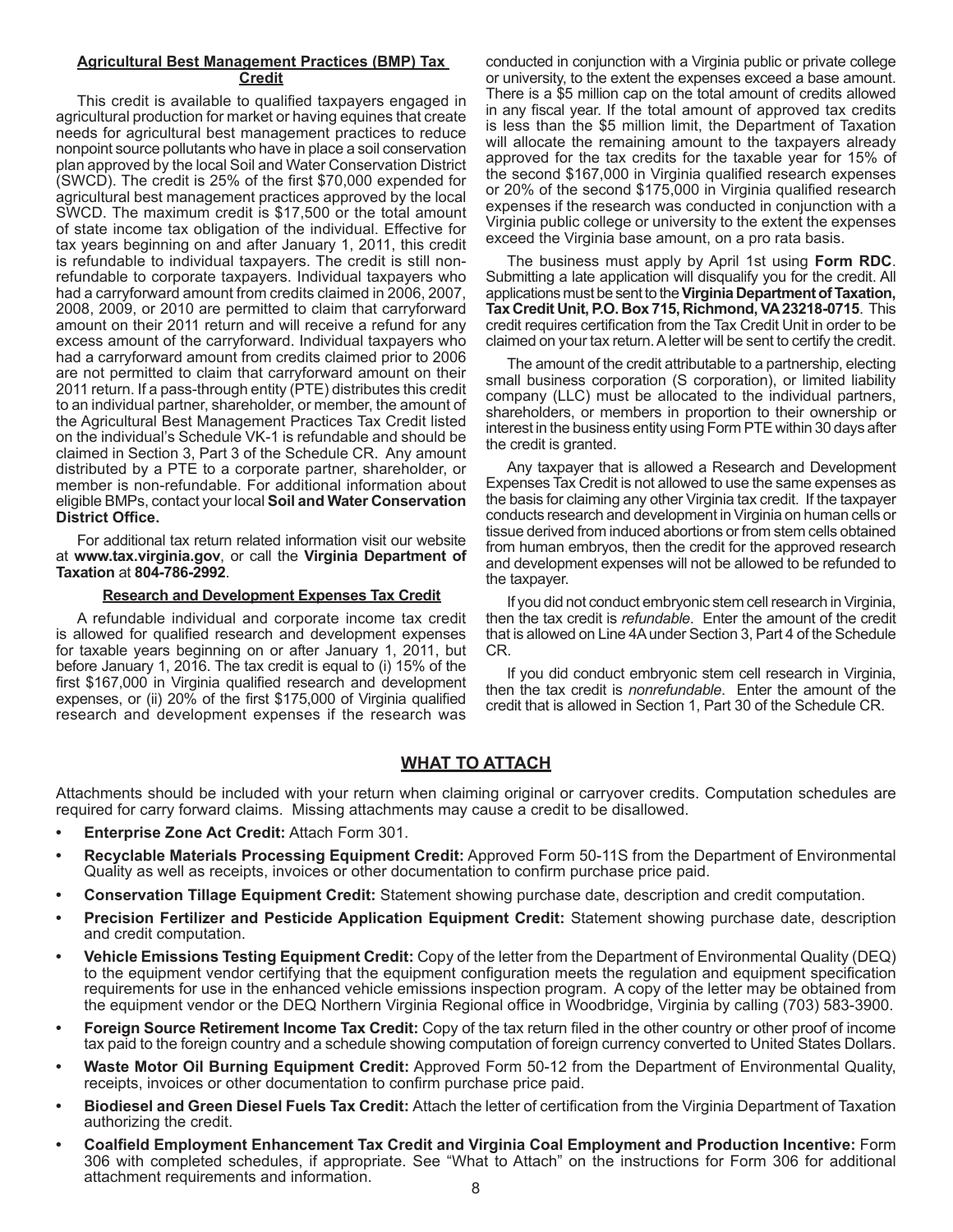### Agricultural Best Management Practices (BMP) Tax Credit

This credit is available to qualified taxpayers engaged in agricultural production for market or having equines that create needs for agricultural best management practices to reduce nonpoint source pollutants who have in place a soil conservation plan approved by the local Soil and Water Conservation District (SWCD). The credit is 25% of the first $70,000 expended for agricultural best management practices approved by the local SWCD. The maximum credit is $17,500 or the total amount of state income tax obligation of the individual. Effective for tax years beginning on and after January 1, 2011, this credit is refundable to individual taxpayers. The credit is still non-refundable to corporate taxpayers. Individual taxpayers who had a carryforward amount from credits claimed in 2006, 2007, 2008, 2009, or 2010 are permitted to claim that carryforward amount on their 2011 return and will receive a refund for any excess amount of the carryforward. Individual taxpayers who had a carryforward amount from credits claimed prior to 2006 are not permitted to claim that carryforward amount on their 2011 return. If a pass-through entity (PTE) distributes this credit to an individual partner, shareholder, or member, the amount of the Agricultural Best Management Practices Tax Credit listed on the individual's Schedule VK-1 is refundable and should be claimed in Section 3, Part 3 of the Schedule CR. Any amount distributed by a PTE to a corporate partner, shareholder, or member is non-refundable. For additional information about eligible BMPs, contact your local **Soil and Water Conservation District Office.**

For additional tax return related information visit our website at **www.tax.virginia.gov**, or call the **Virginia Department of Taxation** at **804-786-2992**.

### Research and Development Expenses Tax Credit

A refundable individual and corporate income tax credit is allowed for qualified research and development expenses for taxable years beginning on or after January 1, 2011, but before January 1, 2016. The tax credit is equal to (i) 15% of the first $167,000 in Virginia qualified research and development expenses, or (ii) 20% of the first $175,000 of Virginia qualified research and development expenses if the research was conducted in conjunction with a Virginia public or private college or university, to the extent the expenses exceed a base amount. There is a $5 million cap on the total amount of credits allowed in any fiscal year. If the total amount of approved tax credits is less than the $5 million limit, the Department of Taxation will allocate the remaining amount to the taxpayers already approved for the tax credits for the taxable year for 15% of the second $167,000 in Virginia qualified research expenses or 20% of the second $175,000 in Virginia qualified research expenses if the research was conducted in conjunction with a Virginia public college or university to the extent the expenses exceed the Virginia base amount, on a pro rata basis.

The business must apply by April 1st using **Form RDC**. Submitting a late application will disqualify you for the credit. All applications must be sent to the **Virginia Department of Taxation, Tax Credit Unit, P.O. Box 715, Richmond, VA 23218-0715**. This credit requires certification from the Tax Credit Unit in order to be claimed on your tax return. A letter will be sent to certify the credit.

The amount of the credit attributable to a partnership, electing small business corporation (S corporation), or limited liability company (LLC) must be allocated to the individual partners, shareholders, or members in proportion to their ownership or interest in the business entity using Form PTE within 30 days after the credit is granted.

Any taxpayer that is allowed a Research and Development Expenses Tax Credit is not allowed to use the same expenses as the basis for claiming any other Virginia tax credit. If the taxpayer conducts research and development in Virginia on human cells or tissue derived from induced abortions or from stem cells obtained from human embryos, then the credit for the approved research and development expenses will not be allowed to be refunded to the taxpayer.

If you did not conduct embryonic stem cell research in Virginia, then the tax credit is *refundable*. Enter the amount of the credit that is allowed on Line 4A under Section 3, Part 4 of the Schedule CR.

If you did conduct embryonic stem cell research in Virginia, then the tax credit is *nonrefundable*. Enter the amount of the credit that is allowed in Section 1, Part 30 of the Schedule CR.

## WHAT TO ATTACH

Attachments should be included with your return when claiming original or carryover credits. Computation schedules are required for carry forward claims. Missing attachments may cause a credit to be disallowed.

- **Enterprise Zone Act Credit:** Attach Form 301.
- **Recyclable Materials Processing Equipment Credit:** Approved Form 50-11S from the Department of Environmental Quality as well as receipts, invoices or other documentation to confirm purchase price paid.
- **Conservation Tillage Equipment Credit:** Statement showing purchase date, description and credit computation.
- **Precision Fertilizer and Pesticide Application Equipment Credit:** Statement showing purchase date, description and credit computation.
- **Vehicle Emissions Testing Equipment Credit:** Copy of the letter from the Department of Environmental Quality (DEQ) to the equipment vendor certifying that the equipment configuration meets the regulation and equipment specification requirements for use in the enhanced vehicle emissions inspection program. A copy of the letter may be obtained from the equipment vendor or the DEQ Northern Virginia Regional office in Woodbridge, Virginia by calling (703) 583-3900.
- **Foreign Source Retirement Income Tax Credit:** Copy of the tax return filed in the other country or other proof of income tax paid to the foreign country and a schedule showing computation of foreign currency converted to United States Dollars.
- **Waste Motor Oil Burning Equipment Credit:** Approved Form 50-12 from the Department of Environmental Quality, receipts, invoices or other documentation to confirm purchase price paid.
- **Biodiesel and Green Diesel Fuels Tax Credit:** Attach the letter of certification from the Virginia Department of Taxation authorizing the credit.
- **Coalfield Employment Enhancement Tax Credit and Virginia Coal Employment and Production Incentive:** Form 306 with completed schedules, if appropriate. See "What to Attach" on the instructions for Form 306 for additional attachment requirements and information.